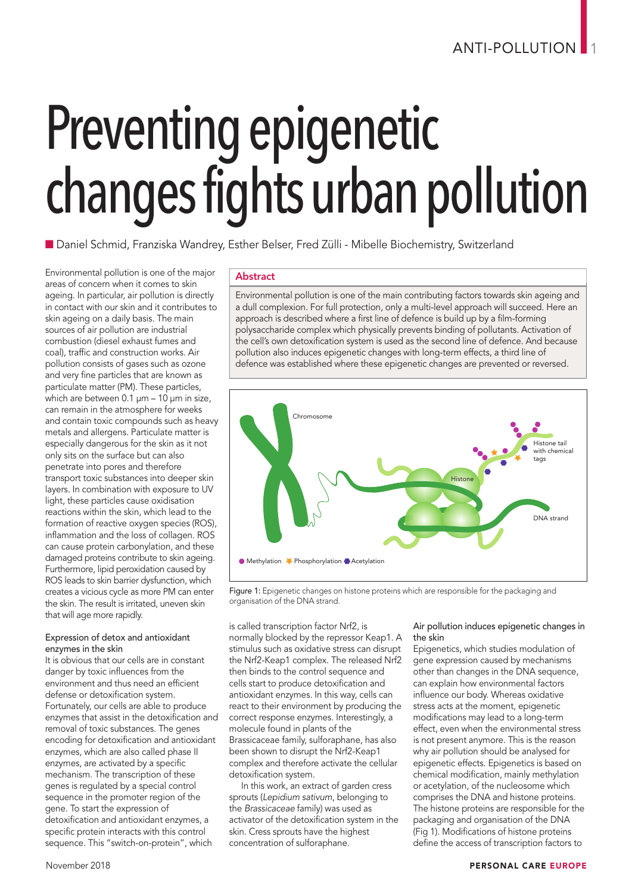# Preventing epigenetic changes fights urban pollution

■ Daniel Schmid, Franziska Wandrey, Esther Belser, Fred Zülli - Mibelle Biochemistry, Switzerland

## Abstract

Environmental pollution is one of the main contributing factors towards skin ageing and a dull complexion. For full protection, only a multi-level approach will succeed. Here an approach is described where a first line of defence is build up by a film-forming polysaccharide complex which physically prevents binding of pollutants. Activation of the cell's own detoxification system is used as the second line of defence. And because pollution also induces epigenetic changes with long-term effects, a third line of defence was established where these epigenetic changes are prevented or reversed.

Environmental pollution is one of the major areas of concern when it comes to skin ageing. In particular, air pollution is directly in contact with our skin and it contributes to skin ageing on a daily basis. The main sources of air pollution are industrial combustion (diesel exhaust fumes and coal), traffic and construction works. Air pollution consists of gases such as ozone and very fine particles that are known as particulate matter (PM). These particles, which are between 0.1 µm – 10 µm in size, can remain in the atmosphere for weeks and contain toxic compounds such as heavy metals and allergens. Particulate matter is especially dangerous for the skin as it not only sits on the surface but can also penetrate into pores and therefore transport toxic substances into deeper skin layers. In combination with exposure to UV light, these particles cause oxidisation reactions within the skin, which lead to the formation of reactive oxygen species (ROS), inflammation and the loss of collagen. ROS can cause protein carbonylation, and these damaged proteins contribute to skin ageing. Furthermore, lipid peroxidation caused by ROS leads to skin barrier dysfunction, which creates a vicious cycle as more PM can enter the skin. The result is irritated, uneven skin that will age more rapidly.

### Expression of detox and antioxidant enzymes in the skin

It is obvious that our cells are in constant danger by toxic influences from the environment and thus need an efficient defense or detoxification system. Fortunately, our cells are able to produce enzymes that assist in the detoxification and removal of toxic substances. The genes encoding for detoxification and antioxidant enzymes, which are also called phase II enzymes, are activated by a specific mechanism. The transcription of these genes is regulated by a special control sequence in the promoter region of the gene. To start the expression of detoxification and antioxidant enzymes, a specific protein interacts with this control sequence. This "switch-on-protein", which is called transcription factor Nrf2, is normally blocked by the repressor Keap1. A stimulus such as oxidative stress can disrupt the Nrf2-Keap1 complex. The released Nrf2 then binds to the control sequence and cells start to produce detoxification and antioxidant enzymes. In this way, cells can react to their environment by producing the correct response enzymes. Interestingly, a molecule found in plants of the Brassicaceae family, sulforaphane, has also been shown to disrupt the Nrf2-Keap1 complex and therefore activate the cellular detoxification system.

In this work, an extract of garden cress sprouts (*Lepidium sativum*, belonging to the *Brassicaceae* family) was used as activator of the detoxification system in the skin. Cress sprouts have the highest concentration of sulforaphane.

Figure 1: Epigenetic changes on histone proteins which are responsible for the packaging and organisation of the DNA strand.

### Air pollution induces epigenetic changes in the skin

Epigenetics, which studies modulation of gene expression caused by mechanisms other than changes in the DNA sequence, can explain how environmental factors influence our body. Whereas oxidative stress acts at the moment, epigenetic modifications may lead to a long-term effect, even when the environmental stress is not present anymore. This is the reason why air pollution should be analysed for epigenetic effects. Epigenetics is based on chemical modification, mainly methylation or acetylation, of the nucleosome which comprises the DNA and histone proteins. The histone proteins are responsible for the packaging and organisation of the DNA (Fig 1). Modifications of histone proteins define the access of transcription factors to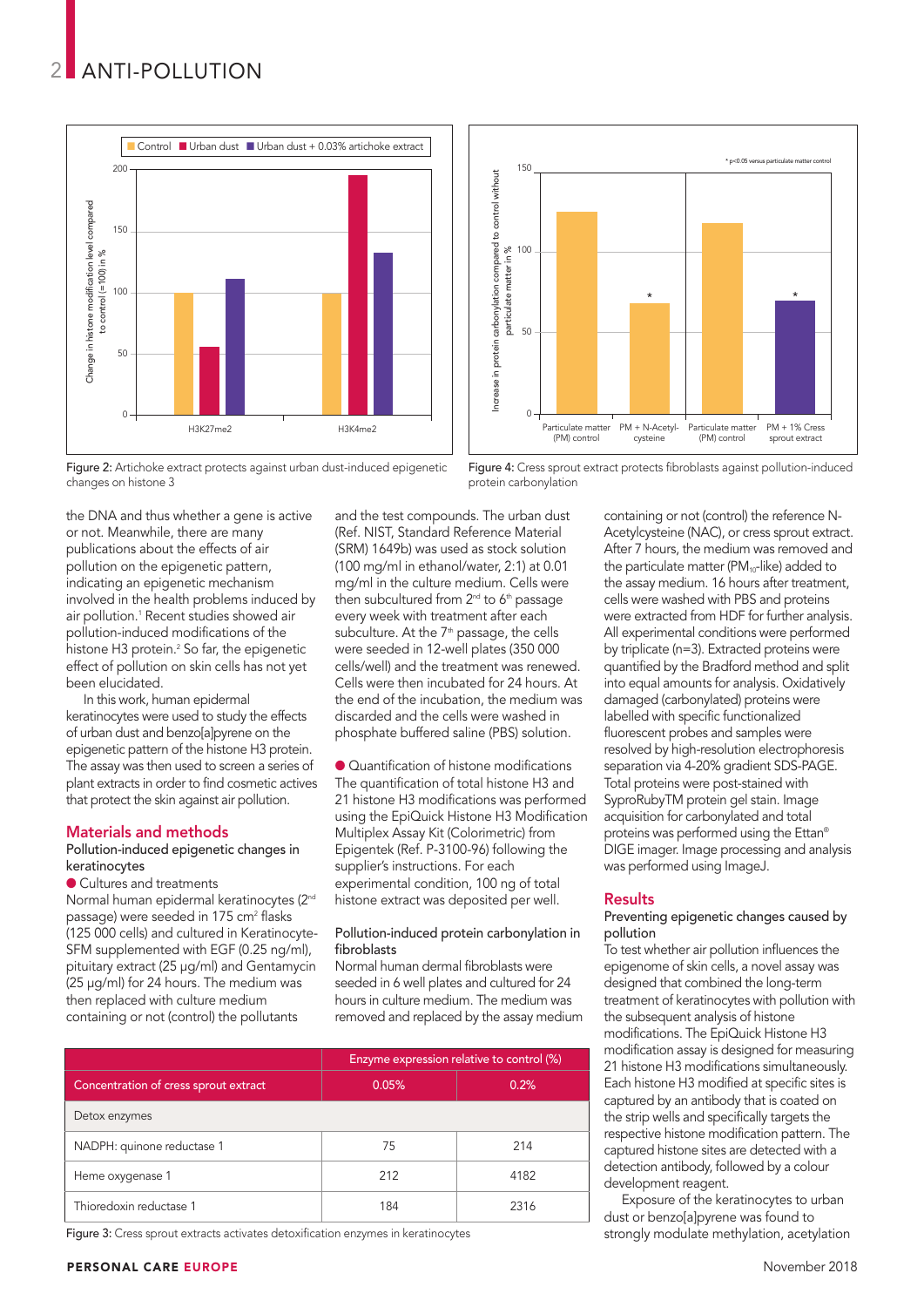# ANTI-POLLUTION

Figure 2: Artichoke extract protects against urban dust-induced epigenetic changes on histone 3

Figure 4: Cress sprout extract protects fibroblasts against pollution-induced protein carbonylation

the DNA and thus whether a gene is active or not. Meanwhile, there are many publications about the effects of air pollution on the epigenetic pattern, indicating an epigenetic mechanism involved in the health problems induced by air pollution.[1] Recent studies showed air pollution-induced modifications of the histone H3 protein.[2] So far, the epigenetic effect of pollution on skin cells has not yet been elucidated.

In this work, human epidermal keratinocytes were used to study the effects of urban dust and benzo[a]pyrene on the epigenetic pattern of the histone H3 protein. The assay was then used to screen a series of plant extracts in order to find cosmetic actives that protect the skin against air pollution.

## Materials and methods

### Pollution-induced epigenetic changes in keratinocytes

● Cultures and treatments

Normal human epidermal keratinocytes (2nd passage) were seeded in 175 cm² flasks (125 000 cells) and cultured in Keratinocyte-SFM supplemented with EGF (0.25 ng/ml), pituitary extract (25 µg/ml) and Gentamycin (25 µg/ml) for 24 hours. The medium was then replaced with culture medium containing or not (control) the pollutants and the test compounds. The urban dust (Ref. NIST, Standard Reference Material (SRM) 1649b) was used as stock solution (100 mg/ml in ethanol/water, 2:1) at 0.01 mg/ml in the culture medium. Cells were then subcultured from 2nd to 6th passage every week with treatment after each subculture. At the 7th passage, the cells were seeded in 12-well plates (350 000 cells/well) and the treatment was renewed. Cells were then incubated for 24 hours. At the end of the incubation, the medium was discarded and the cells were washed in phosphate buffered saline (PBS) solution.

● Quantification of histone modifications

The quantification of total histone H3 and 21 histone H3 modifications was performed using the EpiQuick Histone H3 Modification Multiplex Assay Kit (Colorimetric) from Epigentek (Ref. P-3100-96) following the supplier's instructions. For each experimental condition, 100 ng of total histone extract was deposited per well.

### Pollution-induced protein carbonylation in fibroblasts

Normal human dermal fibroblasts were seeded in 6 well plates and cultured for 24 hours in culture medium. The medium was removed and replaced by the assay medium containing or not (control) the reference N-Acetylcysteine (NAC), or cress sprout extract. After 7 hours, the medium was removed and the particulate matter ($PM_{10}$-like) added to the assay medium. 16 hours after treatment, cells were washed with PBS and proteins were extracted from HDF for further analysis. All experimental conditions were performed by triplicate (n=3). Extracted proteins were quantified by the Bradford method and split into equal amounts for analysis. Oxidatively damaged (carbonylated) proteins were labelled with specific functionalized fluorescent probes and samples were resolved by high-resolution electrophoresis separation via 4-20% gradient SDS-PAGE. Total proteins were post-stained with SyproRubyTM protein gel stain. Image acquisition for carbonylated and total proteins was performed using the Ettan® DIGE imager. Image processing and analysis was performed using ImageJ.

| | Enzyme expression relative to control (%) | |
|---|---|---|
| Concentration of cress sprout extract | 0.05% | 0.2% |
| Detox enzymes | | |
| NADPH: quinone reductase 1 | 75 | 214 |
| Heme oxygenase 1 | 212 | 4182 |
| Thioredoxin reductase 1 | 184 | 2316 |

Figure 3: Cress sprout extracts activates detoxification enzymes in keratinocytes

## Results

### Preventing epigenetic changes caused by pollution

To test whether air pollution influences the epigenome of skin cells, a novel assay was designed that combined the long-term treatment of keratinocytes with pollution with the subsequent analysis of histone modifications. The EpiQuick Histone H3 modification assay is designed for measuring 21 histone H3 modifications simultaneously. Each histone H3 modified at specific sites is captured by an antibody that is coated on the strip wells and specifically targets the respective histone modification pattern. The captured histone sites are detected with a detection antibody, followed by a colour development reagent.

Exposure of the keratinocytes to urban dust or benzo[a]pyrene was found to strongly modulate methylation, acetylation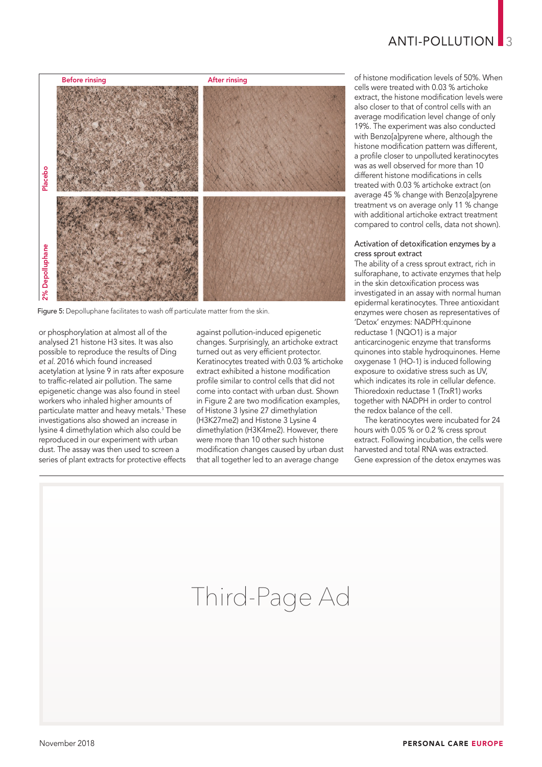Figure 5: Depolluphane facilitates to wash off particulate matter from the skin.

or phosphorylation at almost all of the analysed 21 histone H3 sites. It was also possible to reproduce the results of Ding *et al.* 2016 which found increased acetylation at lysine 9 in rats after exposure to traffic-related air pollution. The same epigenetic change was also found in steel workers who inhaled higher amounts of particulate matter and heavy metals.[3] These investigations also showed an increase in lysine 4 dimethylation which also could be reproduced in our experiment with urban dust. The assay was then used to screen a series of plant extracts for protective effects against pollution-induced epigenetic changes. Surprisingly, an artichoke extract turned out as very efficient protector. Keratinocytes treated with 0.03 % artichoke extract exhibited a histone modification profile similar to control cells that did not come into contact with urban dust. Shown in Figure 2 are two modification examples, of Histone 3 lysine 27 dimethylation (H3K27me2) and Histone 3 Lysine 4 dimethylation (H3K4me2). However, there were more than 10 other such histone modification changes caused by urban dust that all together led to an average change of histone modification levels of 50%. When cells were treated with 0.03 % artichoke extract, the histone modification levels were also closer to that of control cells with an average modification level change of only 19%. The experiment was also conducted with Benzo[a]pyrene where, although the histone modification pattern was different, a profile closer to unpolluted keratinocytes was as well observed for more than 10 different histone modifications in cells treated with 0.03 % artichoke extract (on average 45 % change with Benzo[a]pyrene treatment vs on average only 11 % change with additional artichoke extract treatment compared to control cells, data not shown).

### Activation of detoxification enzymes by a cress sprout extract

The ability of a cress sprout extract, rich in sulforaphane, to activate enzymes that help in the skin detoxification process was investigated in an assay with normal human epidermal keratinocytes. Three antioxidant enzymes were chosen as representatives of 'Detox' enzymes: NADPH:quinone reductase 1 (NQO1) is a major anticarcinogenic enzyme that transforms quinones into stable hydroquinones. Heme oxygenase 1 (HO-1) is induced following exposure to oxidative stress such as UV, which indicates its role in cellular defence. Thioredoxin reductase 1 (TrxR1) works together with NADPH in order to control the redox balance of the cell.

The keratinocytes were incubated for 24 hours with 0.05 % or 0.2 % cress sprout extract. Following incubation, the cells were harvested and total RNA was extracted. Gene expression of the detox enzymes was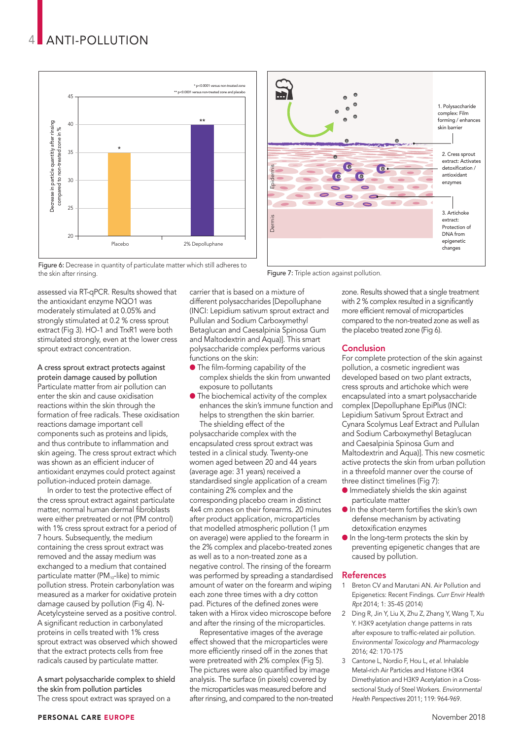# ANTI-POLLUTION

\* p<0.0001 versus non-treated zone
\*\* p<0.0001 versus non-treated zone and placebo

Decrease in particle quantity after rinsing compared to non-treated zone in %

45
40
35
30
25
20

\*
\*\*

Placebo
2% Depolluphane

Figure 6: Decrease in quantity of particulate matter which still adheres to the skin after rinsing.

Epidermis
Dermis

1. Polysaccharide complex: Film forming / enhances skin barrier
2. Cress sprout extract: Activates detoxification / antioxidant enzymes
3. Artichoke extract: Protection of DNA from epigenetic changes

Figure 7: Triple action against pollution.

assessed via RT-qPCR. Results showed that the antioxidant enzyme NQO1 was moderately stimulated at 0.05% and strongly stimulated at 0.2 % cress sprout extract (Fig 3). HO-1 and TrxR1 were both stimulated strongly, even at the lower cress sprout extract concentration.

### A cress sprout extract protects against protein damage caused by pollution

Particulate matter from air pollution can enter the skin and cause oxidisation reactions within the skin through the formation of free radicals. These oxidisation reactions damage important cell components such as proteins and lipids, and thus contribute to inflammation and skin ageing. The cress sprout extract which was shown as an efficient inducer of antioxidant enzymes could protect against pollution-induced protein damage.

In order to test the protective effect of the cress sprout extract against particulate matter, normal human dermal fibroblasts were either pretreated or not (PM control) with 1% cress sprout extract for a period of 7 hours. Subsequently, the medium containing the cress sprout extract was removed and the assay medium was exchanged to a medium that contained particulate matter ($PM_{10}$-like) to mimic pollution stress. Protein carbonylation was measured as a marker for oxidative protein damage caused by pollution (Fig 4). N-Acetylcysteine served as a positive control. A significant reduction in carbonylated proteins in cells treated with 1% cress sprout extract was observed which showed that the extract protects cells from free radicals caused by particulate matter.

### A smart polysaccharide complex to shield the skin from pollution particles

The cress spout extract was sprayed on a carrier that is based on a mixture of different polysaccharides [Depolluphane (INCI: Lepidium sativum sprout extract and Pullulan and Sodium Carboxymethyl Betaglucan and Caesalpinia Spinosa Gum and Maltodextrin and Aqua)]. This smart polysaccharide complex performs various functions on the skin:

- The film-forming capability of the complex shields the skin from unwanted exposure to pollutants
- The biochemical activity of the complex enhances the skin's immune function and helps to strengthen the skin barrier.

The shielding effect of the polysaccharide complex with the encapsulated cress sprout extract was tested in a clinical study. Twenty-one women aged between 20 and 44 years (average age: 31 years) received a standardised single application of a cream containing 2% complex and the corresponding placebo cream in distinct 4x4 cm zones on their forearms. 20 minutes after product application, microparticles that modelled atmospheric pollution (1 µm on average) were applied to the forearm in the 2% complex and placebo-treated zones as well as to a non-treated zone as a negative control. The rinsing of the forearm was performed by spreading a standardised amount of water on the forearm and wiping each zone three times with a dry cotton pad. Pictures of the defined zones were taken with a Hirox video microscope before and after the rinsing of the microparticles.

Representative images of the average effect showed that the microparticles were more efficiently rinsed off in the zones that were pretreated with 2% complex (Fig 5). The pictures were also quantified by image analysis. The surface (in pixels) covered by the microparticles was measured before and after rinsing, and compared to the non-treated zone. Results showed that a single treatment with 2 % complex resulted in a significantly more efficient removal of microparticles compared to the non-treated zone as well as the placebo treated zone (Fig 6).

## Conclusion

For complete protection of the skin against pollution, a cosmetic ingredient was developed based on two plant extracts, cress sprouts and artichoke which were encapsulated into a smart polysaccharide complex [Depolluphane EpiPlus (INCI: Lepidium Sativum Sprout Extract and Cynara Scolymus Leaf Extract and Pullulan and Sodium Carboxymethyl Betaglucan and Caesalpinia Spinosa Gum and Maltodextrin and Aqua)]. This new cosmetic active protects the skin from urban pollution in a threefold manner over the course of three distinct timelines (Fig 7):

- Immediately shields the skin against particulate matter
- In the short-term fortifies the skin's own defense mechanism by activating detoxification enzymes
- In the long-term protects the skin by preventing epigenetic changes that are caused by pollution.

## References

1. Breton CV and Marutani AN. Air Pollution and Epigenetics: Recent Findings. *Curr Envir Health Rpt* 2014; 1: 35-45 (2014)
2. Ding R, Jin Y, Liu X, Zhu Z, Zhang Y, Wang T, Xu Y. H3K9 acetylation change patterns in rats after exposure to traffic-related air pollution. *Environmental Toxicology and Pharmacology* 2016; 42: 170-175
3. Cantone L, Nordio F, Hou L, *et al.* Inhalable Metal-rich Air Particles and Histone H3K4 Dimethylation and H3K9 Acetylation in a Cross-sectional Study of Steel Workers. *Environmental Health Perspectives* 2011; 119: 964-969.